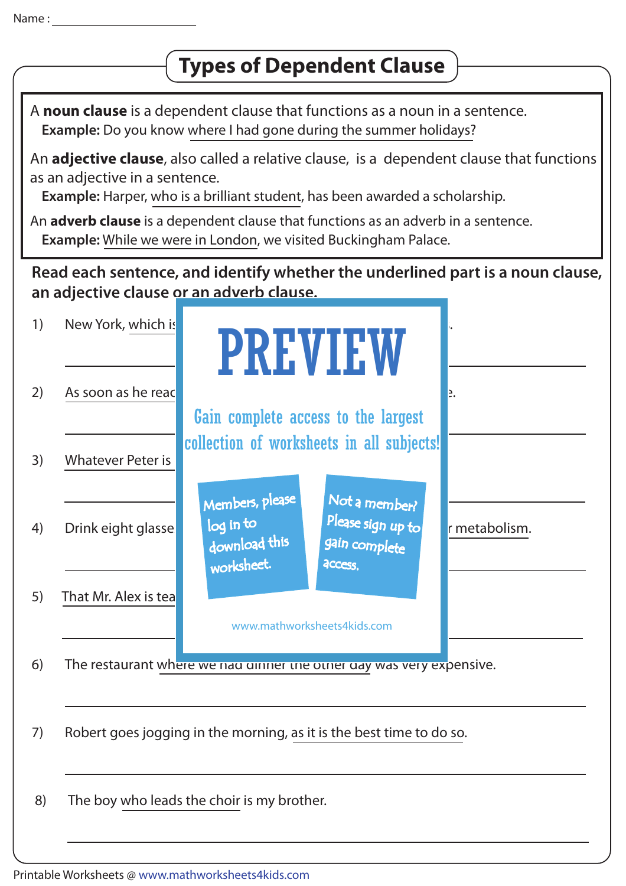Name : ______________________

# Types of Dependent Clause

A **noun clause** is a dependent clause that functions as a noun in a sentence.
**Example:** Do you know where I had gone during the summer holidays?

An **adjective clause**, also called a relative clause, is a dependent clause that functions as an adjective in a sentence.
**Example:** Harper, who is a brilliant student, has been awarded a scholarship.

An **adverb clause** is a dependent clause that functions as an adverb in a sentence.
**Example:** While we were in London, we visited Buckingham Palace.

**Read each sentence, and identify whether the underlined part is a noun clause, an adjective clause or an adverb clause.**

1) New York, which is ... .

______________________________

2) As soon as he reac... e.

______________________________

3) Whatever Peter is ...

______________________________

4) Drink eight glasse... r metabolism.

______________________________

5) That Mr. Alex is tea...

______________________________

6) The restaurant where we had dinner the other day was very expensive.

______________________________

7) Robert goes jogging in the morning, as it is the best time to do so.

______________________________

8) The boy who leads the choir is my brother.

______________________________

PREVIEW

Gain complete access to the largest collection of worksheets in all subjects!

Members, please log in to download this worksheet.

Not a member? Please sign up to gain complete access.

www.mathworksheets4kids.com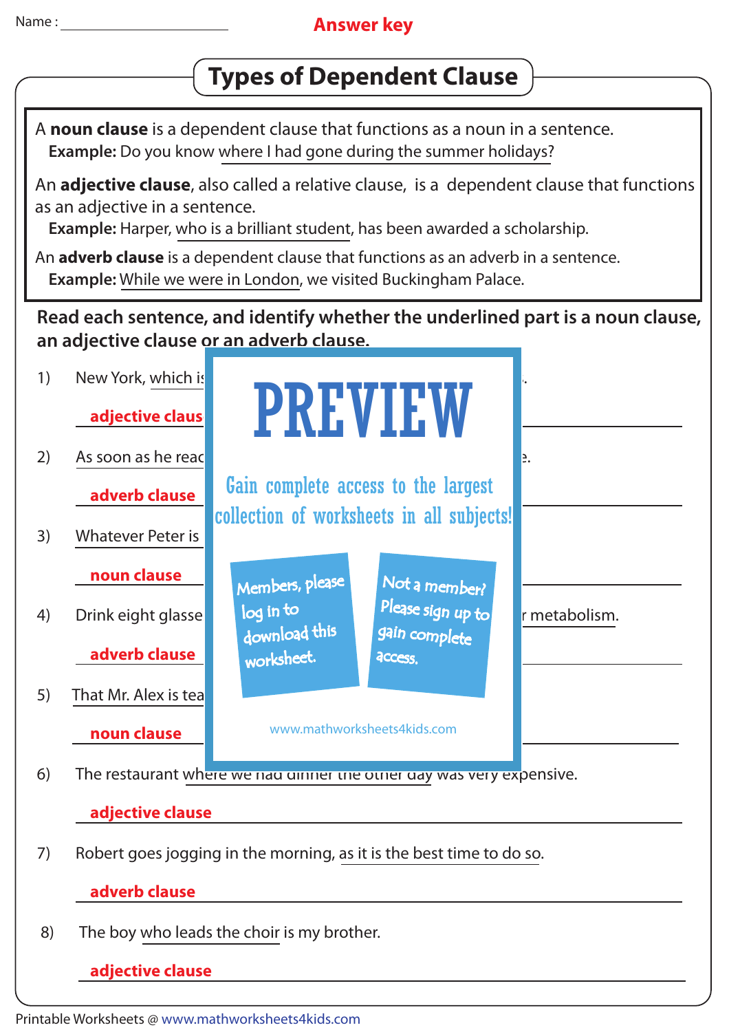Name : ______________________ **Answer key**

# Types of Dependent Clause

A **noun clause** is a dependent clause that functions as a noun in a sentence.
**Example:** Do you know where I had gone during the summer holidays?

An **adjective clause**, also called a relative clause, is a dependent clause that functions as an adjective in a sentence.
**Example:** Harper, who is a brilliant student, has been awarded a scholarship.

An **adverb clause** is a dependent clause that functions as an adverb in a sentence.
**Example:** While we were in London, we visited Buckingham Palace.

**Read each sentence, and identify whether the underlined part is a noun clause, an adjective clause or an adverb clause.**

1) New York, which is ... .

adjective claus...

2) As soon as he reac... e.

adverb clause

3) Whatever Peter is ...

noun clause

4) Drink eight glasse... r metabolism.

adverb clause

5) That Mr. Alex is tea...

noun clause

PREVIEW

Gain complete access to the largest collection of worksheets in all subjects!

Members, please log in to download this worksheet.

Not a member? Please sign up to gain complete access.

www.mathworksheets4kids.com

6) The restaurant where we had dinner the other day was very expensive.

adjective clause

7) Robert goes jogging in the morning, as it is the best time to do so.

adverb clause

8) The boy who leads the choir is my brother.

adjective clause